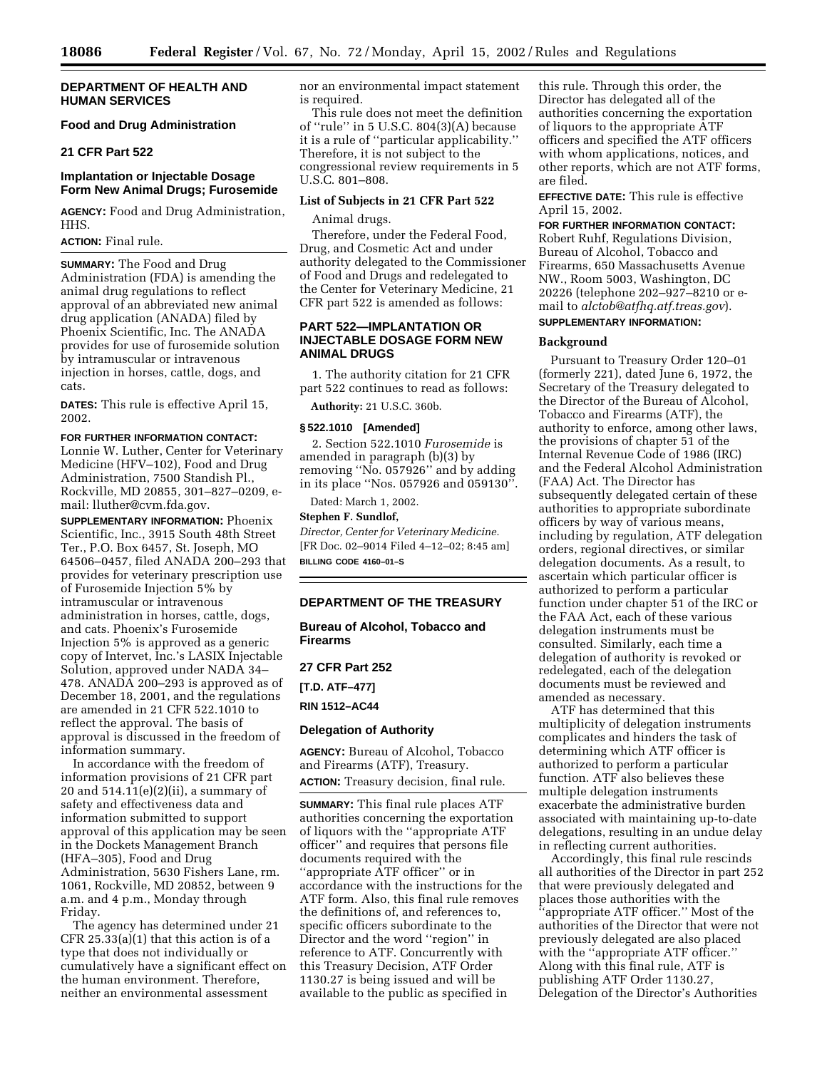## DEPARTMENT OF HEALTH AND HUMAN SERVICES

### Food and Drug Administration

### 21 CFR Part 522

### Implantation or Injectable Dosage Form New Animal Drugs; Furosemide

**AGENCY:** Food and Drug Administration, HHS.

**ACTION:** Final rule.

**SUMMARY:** The Food and Drug Administration (FDA) is amending the animal drug regulations to reflect approval of an abbreviated new animal drug application (ANADA) filed by Phoenix Scientific, Inc. The ANADA provides for use of furosemide solution by intramuscular or intravenous injection in horses, cattle, dogs, and cats.

**DATES:** This rule is effective April 15, 2002.

**FOR FURTHER INFORMATION CONTACT:** Lonnie W. Luther, Center for Veterinary Medicine (HFV–102), Food and Drug Administration, 7500 Standish Pl., Rockville, MD 20855, 301–827–0209, e-mail: lluther@cvm.fda.gov.

**SUPPLEMENTARY INFORMATION:** Phoenix Scientific, Inc., 3915 South 48th Street Ter., P.O. Box 6457, St. Joseph, MO 64506–0457, filed ANADA 200–293 that provides for veterinary prescription use of Furosemide Injection 5% by intramuscular or intravenous administration in horses, cattle, dogs, and cats. Phoenix's Furosemide Injection 5% is approved as a generic copy of Intervet, Inc.'s LASIX Injectable Solution, approved under NADA 34–478. ANADA 200–293 is approved as of December 18, 2001, and the regulations are amended in 21 CFR 522.1010 to reflect the approval. The basis of approval is discussed in the freedom of information summary.

In accordance with the freedom of information provisions of 21 CFR part 20 and 514.11(e)(2)(ii), a summary of safety and effectiveness data and information submitted to support approval of this application may be seen in the Dockets Management Branch (HFA–305), Food and Drug Administration, 5630 Fishers Lane, rm. 1061, Rockville, MD 20852, between 9 a.m. and 4 p.m., Monday through Friday.

The agency has determined under 21 CFR 25.33(a)(1) that this action is of a type that does not individually or cumulatively have a significant effect on the human environment. Therefore, neither an environmental assessment nor an environmental impact statement is required.

This rule does not meet the definition of ''rule'' in 5 U.S.C. 804(3)(A) because it is a rule of ''particular applicability.'' Therefore, it is not subject to the congressional review requirements in 5 U.S.C. 801–808.

**List of Subjects in 21 CFR Part 522**

Animal drugs.

Therefore, under the Federal Food, Drug, and Cosmetic Act and under authority delegated to the Commissioner of Food and Drugs and redelegated to the Center for Veterinary Medicine, 21 CFR part 522 is amended as follows:

### PART 522—IMPLANTATION OR INJECTABLE DOSAGE FORM NEW ANIMAL DRUGS

1. The authority citation for 21 CFR part 522 continues to read as follows:

**Authority:** 21 U.S.C. 360b.

**§ 522.1010 [Amended]**

2. Section 522.1010 *Furosemide* is amended in paragraph (b)(3) by removing ''No. 057926'' and by adding in its place ''Nos. 057926 and 059130''.

Dated: March 1, 2002.

**Stephen F. Sundlof,**

*Director, Center for Veterinary Medicine.*

[FR Doc. 02–9014 Filed 4–12–02; 8:45 am]

**BILLING CODE 4160–01–S**

---

## DEPARTMENT OF THE TREASURY

### Bureau of Alcohol, Tobacco and Firearms

### 27 CFR Part 252

### [T.D. ATF–477]

### RIN 1512–AC44

### Delegation of Authority

**AGENCY:** Bureau of Alcohol, Tobacco and Firearms (ATF), Treasury.

**ACTION:** Treasury decision, final rule.

**SUMMARY:** This final rule places ATF authorities concerning the exportation of liquors with the ''appropriate ATF officer'' and requires that persons file documents required with the ''appropriate ATF officer'' or in accordance with the instructions for the ATF form. Also, this final rule removes the definitions of, and references to, specific officers subordinate to the Director and the word ''region'' in reference to ATF. Concurrently with this Treasury Decision, ATF Order 1130.27 is being issued and will be available to the public as specified in this rule. Through this order, the Director has delegated all of the authorities concerning the exportation of liquors to the appropriate ATF officers and specified the ATF officers with whom applications, notices, and other reports, which are not ATF forms, are filed.

**EFFECTIVE DATE:** This rule is effective April 15, 2002.

**FOR FURTHER INFORMATION CONTACT:** Robert Ruhf, Regulations Division, Bureau of Alcohol, Tobacco and Firearms, 650 Massachusetts Avenue NW., Room 5003, Washington, DC 20226 (telephone 202–927–8210 or e-mail to *alctob@atfhq.atf.treas.gov*).

**SUPPLEMENTARY INFORMATION:**

**Background**

Pursuant to Treasury Order 120–01 (formerly 221), dated June 6, 1972, the Secretary of the Treasury delegated to the Director of the Bureau of Alcohol, Tobacco and Firearms (ATF), the authority to enforce, among other laws, the provisions of chapter 51 of the Internal Revenue Code of 1986 (IRC) and the Federal Alcohol Administration (FAA) Act. The Director has subsequently delegated certain of these authorities to appropriate subordinate officers by way of various means, including by regulation, ATF delegation orders, regional directives, or similar delegation documents. As a result, to ascertain which particular officer is authorized to perform a particular function under chapter 51 of the IRC or the FAA Act, each of these various delegation instruments must be consulted. Similarly, each time a delegation of authority is revoked or redelegated, each of the delegation documents must be reviewed and amended as necessary.

ATF has determined that this multiplicity of delegation instruments complicates and hinders the task of determining which ATF officer is authorized to perform a particular function. ATF also believes these multiple delegation instruments exacerbate the administrative burden associated with maintaining up-to-date delegations, resulting in an undue delay in reflecting current authorities.

Accordingly, this final rule rescinds all authorities of the Director in part 252 that were previously delegated and places those authorities with the ''appropriate ATF officer.'' Most of the authorities of the Director that were not previously delegated are also placed with the ''appropriate ATF officer.'' Along with this final rule, ATF is publishing ATF Order 1130.27, Delegation of the Director's Authorities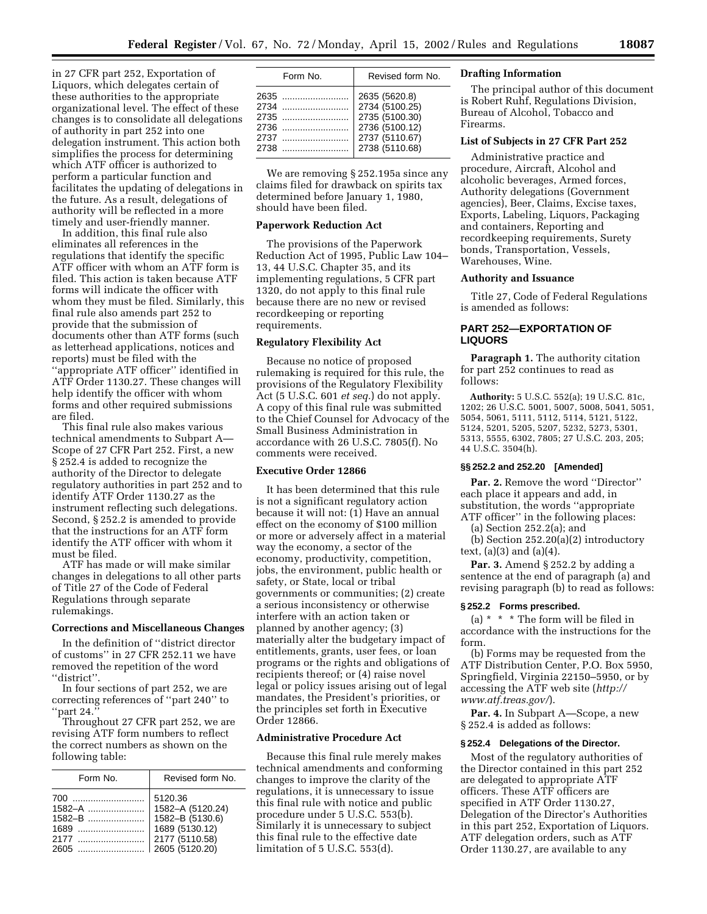in 27 CFR part 252, Exportation of Liquors, which delegates certain of these authorities to the appropriate organizational level. The effect of these changes is to consolidate all delegations of authority in part 252 into one delegation instrument. This action both simplifies the process for determining which ATF officer is authorized to perform a particular function and facilitates the updating of delegations in the future. As a result, delegations of authority will be reflected in a more timely and user-friendly manner.

In addition, this final rule also eliminates all references in the regulations that identify the specific ATF officer with whom an ATF form is filed. This action is taken because ATF forms will indicate the officer with whom they must be filed. Similarly, this final rule also amends part 252 to provide that the submission of documents other than ATF forms (such as letterhead applications, notices and reports) must be filed with the ''appropriate ATF officer'' identified in ATF Order 1130.27. These changes will help identify the officer with whom forms and other required submissions are filed.

This final rule also makes various technical amendments to Subpart A—Scope of 27 CFR Part 252. First, a new § 252.4 is added to recognize the authority of the Director to delegate regulatory authorities in part 252 and to identify ATF Order 1130.27 as the instrument reflecting such delegations. Second, § 252.2 is amended to provide that the instructions for an ATF form identify the ATF officer with whom it must be filed.

ATF has made or will make similar changes in delegations to all other parts of Title 27 of the Code of Federal Regulations through separate rulemakings.

**Corrections and Miscellaneous Changes**

In the definition of ''district director of customs'' in 27 CFR 252.11 we have removed the repetition of the word ''district''.

In four sections of part 252, we are correcting references of ''part 240'' to ''part 24.''

Throughout 27 CFR part 252, we are revising ATF form numbers to reflect the correct numbers as shown on the following table:

| Form No. | Revised form No. |
|---|---|
| 700 | 5120.36 |
| 1582–A | 1582–A (5120.24) |
| 1582–B | 1582–B (5130.6) |
| 1689 | 1689 (5130.12) |
| 2177 | 2177 (5110.58) |
| 2605 | 2605 (5120.20) |
| 2635 | 2635 (5620.8) |
| 2734 | 2734 (5100.25) |
| 2735 | 2735 (5100.30) |
| 2736 | 2736 (5100.12) |
| 2737 | 2737 (5110.67) |
| 2738 | 2738 (5110.68) |

We are removing § 252.195a since any claims filed for drawback on spirits tax determined before January 1, 1980, should have been filed.

**Paperwork Reduction Act**

The provisions of the Paperwork Reduction Act of 1995, Public Law 104–13, 44 U.S.C. Chapter 35, and its implementing regulations, 5 CFR part 1320, do not apply to this final rule because there are no new or revised recordkeeping or reporting requirements.

**Regulatory Flexibility Act**

Because no notice of proposed rulemaking is required for this rule, the provisions of the Regulatory Flexibility Act (5 U.S.C. 601 *et seq.*) do not apply. A copy of this final rule was submitted to the Chief Counsel for Advocacy of the Small Business Administration in accordance with 26 U.S.C. 7805(f). No comments were received.

**Executive Order 12866**

It has been determined that this rule is not a significant regulatory action because it will not: (1) Have an annual effect on the economy of $100 million or more or adversely affect in a material way the economy, a sector of the economy, productivity, competition, jobs, the environment, public health or safety, or State, local or tribal governments or communities; (2) create a serious inconsistency or otherwise interfere with an action taken or planned by another agency; (3) materially alter the budgetary impact of entitlements, grants, user fees, or loan programs or the rights and obligations of recipients thereof; or (4) raise novel legal or policy issues arising out of legal mandates, the President's priorities, or the principles set forth in Executive Order 12866.

**Administrative Procedure Act**

Because this final rule merely makes technical amendments and conforming changes to improve the clarity of the regulations, it is unnecessary to issue this final rule with notice and public procedure under 5 U.S.C. 553(b). Similarly it is unnecessary to subject this final rule to the effective date limitation of 5 U.S.C. 553(d).

**Drafting Information**

The principal author of this document is Robert Ruhf, Regulations Division, Bureau of Alcohol, Tobacco and Firearms.

**List of Subjects in 27 CFR Part 252**

Administrative practice and procedure, Aircraft, Alcohol and alcoholic beverages, Armed forces, Authority delegations (Government agencies), Beer, Claims, Excise taxes, Exports, Labeling, Liquors, Packaging and containers, Reporting and recordkeeping requirements, Surety bonds, Transportation, Vessels, Warehouses, Wine.

**Authority and Issuance**

Title 27, Code of Federal Regulations is amended as follows:

## PART 252—EXPORTATION OF LIQUORS

**Paragraph 1.** The authority citation for part 252 continues to read as follows:

**Authority:** 5 U.S.C. 552(a); 19 U.S.C. 81c, 1202; 26 U.S.C. 5001, 5007, 5008, 5041, 5051, 5054, 5061, 5111, 5112, 5114, 5121, 5122, 5124, 5201, 5205, 5207, 5232, 5273, 5301, 5313, 5555, 6302, 7805; 27 U.S.C. 203, 205; 44 U.S.C. 3504(h).

### §§ 252.2 and 252.20 [Amended]

**Par. 2.** Remove the word ''Director'' each place it appears and add, in substitution, the words ''appropriate ATF officer'' in the following places:

(a) Section 252.2(a); and

(b) Section 252.20(a)(2) introductory text, (a)(3) and (a)(4).

**Par. 3.** Amend § 252.2 by adding a sentence at the end of paragraph (a) and revising paragraph (b) to read as follows:

### § 252.2 Forms prescribed.

(a) * * * The form will be filed in accordance with the instructions for the form.

(b) Forms may be requested from the ATF Distribution Center, P.O. Box 5950, Springfield, Virginia 22150–5950, or by accessing the ATF web site (*http://www.atf.treas.gov/*).

**Par. 4.** In Subpart A—Scope, a new § 252.4 is added as follows:

### § 252.4 Delegations of the Director.

Most of the regulatory authorities of the Director contained in this part 252 are delegated to appropriate ATF officers. These ATF officers are specified in ATF Order 1130.27, Delegation of the Director's Authorities in this part 252, Exportation of Liquors. ATF delegation orders, such as ATF Order 1130.27, are available to any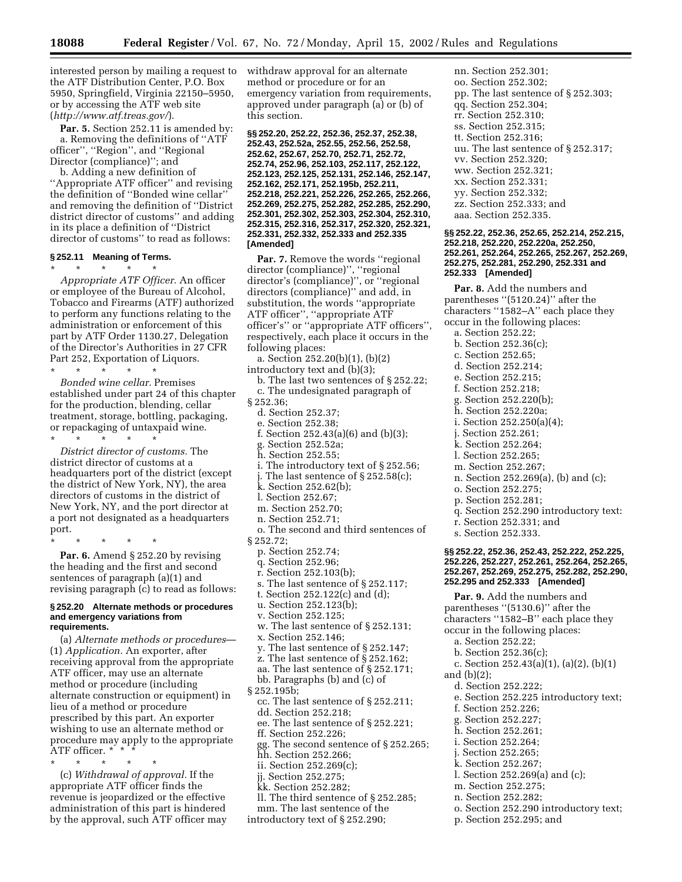interested person by mailing a request to the ATF Distribution Center, P.O. Box 5950, Springfield, Virginia 22150–5950, or by accessing the ATF web site (*http://www.atf.treas.gov/*).

**Par. 5.** Section 252.11 is amended by:

a. Removing the definitions of ''ATF officer'', ''Region'', and ''Regional Director (compliance)''; and

b. Adding a new definition of ''Appropriate ATF officer'' and revising the definition of ''Bonded wine cellar'' and removing the definition of ''District district director of customs'' and adding in its place a definition of ''District director of customs'' to read as follows:

### § 252.11 Meaning of Terms.

\* \* \* \* \*

*Appropriate ATF Officer.* An officer or employee of the Bureau of Alcohol, Tobacco and Firearms (ATF) authorized to perform any functions relating to the administration or enforcement of this part by ATF Order 1130.27, Delegation of the Director's Authorities in 27 CFR Part 252, Exportation of Liquors.

\* \* \* \* \*

*Bonded wine cellar.* Premises established under part 24 of this chapter for the production, blending, cellar treatment, storage, bottling, packaging, or repackaging of untaxpaid wine.

\* \* \* \* \*

*District director of customs.* The district director of customs at a headquarters port of the district (except the district of New York, NY), the area directors of customs in the district of New York, NY, and the port director at a port not designated as a headquarters port.

\* \* \* \* \*

**Par. 6.** Amend § 252.20 by revising the heading and the first and second sentences of paragraph (a)(1) and revising paragraph (c) to read as follows:

### § 252.20 Alternate methods or procedures and emergency variations from requirements.

(a) *Alternate methods or procedures*—(1) *Application.* An exporter, after receiving approval from the appropriate ATF officer, may use an alternate method or procedure (including alternate construction or equipment) in lieu of a method or procedure prescribed by this part. An exporter wishing to use an alternate method or procedure may apply to the appropriate ATF officer. \* \* \*

\* \* \* \* \*

(c) *Withdrawal of approval.* If the appropriate ATF officer finds the revenue is jeopardized or the effective administration of this part is hindered by the approval, such ATF officer may withdraw approval for an alternate method or procedure or for an emergency variation from requirements, approved under paragraph (a) or (b) of this section.

### §§ 252.20, 252.22, 252.36, 252.37, 252.38, 252.43, 252.52a, 252.55, 252.56, 252.58, 252.62, 252.67, 252.70, 252.71, 252.72, 252.74, 252.96, 252.103, 252.117, 252.122, 252.123, 252.125, 252.131, 252.146, 252.147, 252.162, 252.171, 252.195b, 252.211, 252.218, 252.221, 252.226, 252.265, 252.266, 252.269, 252.275, 252.282, 252.285, 252.290, 252.301, 252.302, 252.303, 252.304, 252.310, 252.315, 252.316, 252.317, 252.320, 252.321, 252.331, 252.332, 252.333 and 252.335 [Amended]

**Par. 7.** Remove the words ''regional director (compliance)'', ''regional director's (compliance)'', or ''regional directors (compliance)'' and add, in substitution, the words ''appropriate ATF officer'', ''appropriate ATF officer's'' or ''appropriate ATF officers'', respectively, each place it occurs in the following places:

a. Section 252.20(b)(1), (b)(2) introductory text and (b)(3);
b. The last two sentences of § 252.22;
c. The undesignated paragraph of § 252.36;
d. Section 252.37;
e. Section 252.38;
f. Section 252.43(a)(6) and (b)(3);
g. Section 252.52a;
h. Section 252.55;
i. The introductory text of § 252.56;
j. The last sentence of § 252.58(c);
k. Section 252.62(b);
l. Section 252.67;
m. Section 252.70;
n. Section 252.71;
o. The second and third sentences of § 252.72;
p. Section 252.74;
q. Section 252.96;
r. Section 252.103(b);
s. The last sentence of § 252.117;
t. Section 252.122(c) and (d);
u. Section 252.123(b);
v. Section 252.125;
w. The last sentence of § 252.131;
x. Section 252.146;
y. The last sentence of § 252.147;
z. The last sentence of § 252.162;
aa. The last sentence of § 252.171;
bb. Paragraphs (b) and (c) of § 252.195b;
cc. The last sentence of § 252.211;
dd. Section 252.218;
ee. The last sentence of § 252.221;
ff. Section 252.226;
gg. The second sentence of § 252.265;
hh. Section 252.266;
ii. Section 252.269(c);
jj. Section 252.275;
kk. Section 252.282;
ll. The third sentence of § 252.285;
mm. The last sentence of the introductory text of § 252.290;
nn. Section 252.301;
oo. Section 252.302;
pp. The last sentence of § 252.303;
qq. Section 252.304;
rr. Section 252.310;
ss. Section 252.315;
tt. Section 252.316;
uu. The last sentence of § 252.317;
vv. Section 252.320;
ww. Section 252.321;
xx. Section 252.331;
yy. Section 252.332;
zz. Section 252.333; and
aaa. Section 252.335.

### §§ 252.22, 252.36, 252.65, 252.214, 252.215, 252.218, 252.220, 252.220a, 252.250, 252.261, 252.264, 252.265, 252.267, 252.269, 252.275, 252.281, 252.290, 252.331 and 252.333 [Amended]

**Par. 8.** Add the numbers and parentheses ''(5120.24)'' after the characters ''1582–A'' each place they occur in the following places:

a. Section 252.22;
b. Section 252.36(c);
c. Section 252.65;
d. Section 252.214;
e. Section 252.215;
f. Section 252.218;
g. Section 252.220(b);
h. Section 252.220a;
i. Section 252.250(a)(4);
j. Section 252.261;
k. Section 252.264;
l. Section 252.265;
m. Section 252.267;
n. Section 252.269(a), (b) and (c);
o. Section 252.275;
p. Section 252.281;
q. Section 252.290 introductory text:
r. Section 252.331; and
s. Section 252.333.

### §§ 252.22, 252.36, 252.43, 252.222, 252.225, 252.226, 252.227, 252.261, 252.264, 252.265, 252.267, 252.269, 252.275, 252.282, 252.290, 252.295 and 252.333 [Amended]

**Par. 9.** Add the numbers and parentheses ''(5130.6)'' after the characters ''1582–B'' each place they occur in the following places:

a. Section 252.22;
b. Section 252.36(c);
c. Section 252.43(a)(1), (a)(2), (b)(1) and (b)(2);
d. Section 252.222;
e. Section 252.225 introductory text;
f. Section 252.226;
g. Section 252.227;
h. Section 252.261;
i. Section 252.264;
j. Section 252.265;
k. Section 252.267;
l. Section 252.269(a) and (c);
m. Section 252.275;
n. Section 252.282;
o. Section 252.290 introductory text;
p. Section 252.295; and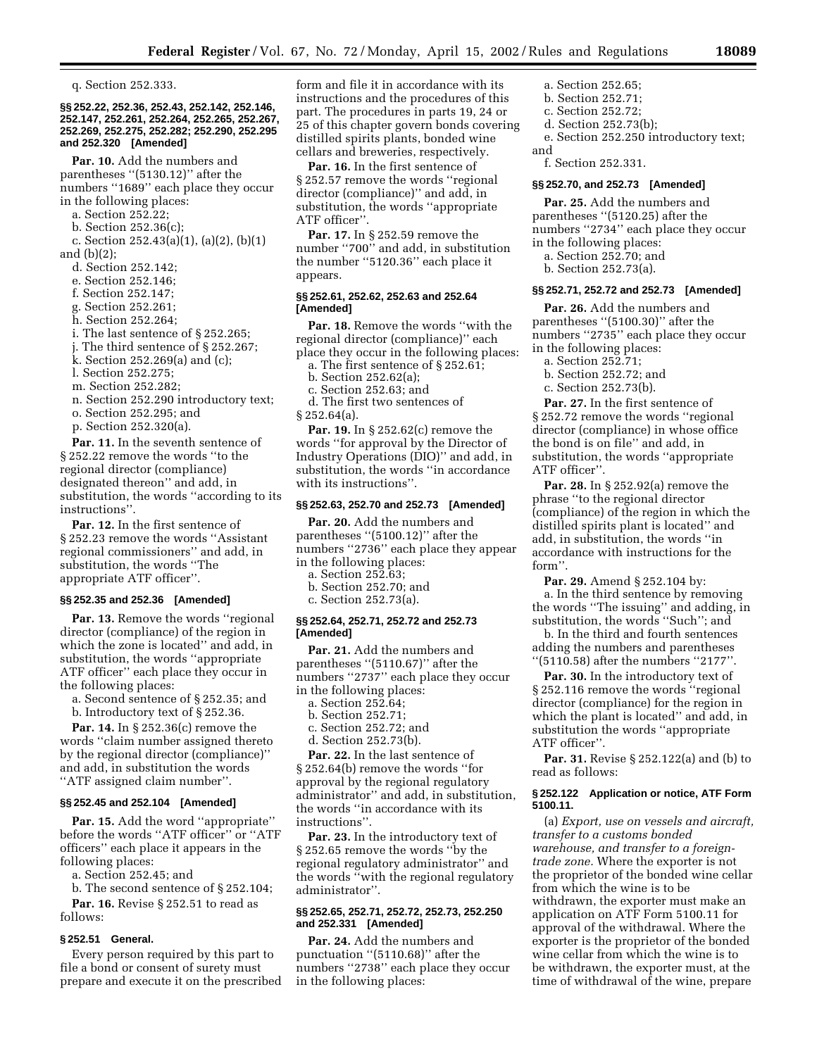q. Section 252.333.

#### §§ 252.22, 252.36, 252.43, 252.142, 252.146, 252.147, 252.261, 252.264, 252.265, 252.267, 252.269, 252.275, 252.282; 252.290, 252.295 and 252.320 [Amended]

**Par. 10.** Add the numbers and parentheses ''(5130.12)'' after the numbers ''1689'' each place they occur in the following places:

a. Section 252.22;

b. Section 252.36(c);

c. Section 252.43(a)(1), (a)(2), (b)(1) and (b)(2);

d. Section 252.142;

e. Section 252.146;

f. Section 252.147;

g. Section 252.261;

h. Section 252.264;

i. The last sentence of § 252.265;

j. The third sentence of § 252.267;

k. Section 252.269(a) and (c);

l. Section 252.275;

m. Section 252.282;

n. Section 252.290 introductory text;

o. Section 252.295; and

p. Section 252.320(a).

**Par. 11.** In the seventh sentence of § 252.22 remove the words ''to the regional director (compliance) designated thereon'' and add, in substitution, the words ''according to its instructions''.

**Par. 12.** In the first sentence of § 252.23 remove the words ''Assistant regional commissioners'' and add, in substitution, the words ''The appropriate ATF officer''.

#### §§ 252.35 and 252.36 [Amended]

**Par. 13.** Remove the words ''regional director (compliance) of the region in which the zone is located'' and add, in substitution, the words ''appropriate ATF officer'' each place they occur in the following places:

a. Second sentence of § 252.35; and

b. Introductory text of § 252.36.

**Par. 14.** In § 252.36(c) remove the words ''claim number assigned thereto by the regional director (compliance)'' and add, in substitution the words ''ATF assigned claim number''.

#### §§ 252.45 and 252.104 [Amended]

**Par. 15.** Add the word ''appropriate'' before the words ''ATF officer'' or ''ATF officers'' each place it appears in the following places:

a. Section 252.45; and

b. The second sentence of § 252.104;

**Par. 16.** Revise § 252.51 to read as follows:

#### § 252.51 General.

Every person required by this part to file a bond or consent of surety must prepare and execute it on the prescribed form and file it in accordance with its instructions and the procedures of this part. The procedures in parts 19, 24 or 25 of this chapter govern bonds covering distilled spirits plants, bonded wine cellars and breweries, respectively.

**Par. 16.** In the first sentence of § 252.57 remove the words ''regional director (compliance)'' and add, in substitution, the words ''appropriate ATF officer''.

**Par. 17.** In § 252.59 remove the number ''700'' and add, in substitution the number ''5120.36'' each place it appears.

#### §§ 252.61, 252.62, 252.63 and 252.64 [Amended]

**Par. 18.** Remove the words ''with the regional director (compliance)'' each place they occur in the following places:

a. The first sentence of § 252.61;

b. Section 252.62(a);

c. Section 252.63; and

d. The first two sentences of § 252.64(a).

**Par. 19.** In § 252.62(c) remove the words ''for approval by the Director of Industry Operations (DIO)'' and add, in substitution, the words ''in accordance with its instructions''.

#### §§ 252.63, 252.70 and 252.73 [Amended]

**Par. 20.** Add the numbers and parentheses ''(5100.12)'' after the numbers ''2736'' each place they appear in the following places:

a. Section 252.63;

b. Section 252.70; and

c. Section 252.73(a).

#### §§ 252.64, 252.71, 252.72 and 252.73 [Amended]

**Par. 21.** Add the numbers and parentheses ''(5110.67)'' after the numbers ''2737'' each place they occur in the following places:

a. Section 252.64;

b. Section 252.71;

c. Section 252.72; and

d. Section 252.73(b).

**Par. 22.** In the last sentence of § 252.64(b) remove the words ''for approval by the regional regulatory administrator'' and add, in substitution, the words ''in accordance with its instructions''.

**Par. 23.** In the introductory text of § 252.65 remove the words ''by the regional regulatory administrator'' and the words ''with the regional regulatory administrator''.

#### §§ 252.65, 252.71, 252.72, 252.73, 252.250 and 252.331 [Amended]

**Par. 24.** Add the numbers and punctuation ''(5110.68)'' after the numbers ''2738'' each place they occur in the following places:

a. Section 252.65;

b. Section 252.71;

c. Section 252.72;

d. Section 252.73(b);

e. Section 252.250 introductory text; and

f. Section 252.331.

#### §§ 252.70, and 252.73 [Amended]

**Par. 25.** Add the numbers and parentheses ''(5120.25) after the numbers ''2734'' each place they occur in the following places:

a. Section 252.70; and

b. Section 252.73(a).

#### §§ 252.71, 252.72 and 252.73 [Amended]

**Par. 26.** Add the numbers and parentheses ''(5100.30)'' after the numbers ''2735'' each place they occur in the following places:

a. Section 252.71;

b. Section 252.72; and

c. Section 252.73(b).

**Par. 27.** In the first sentence of § 252.72 remove the words ''regional director (compliance) in whose office the bond is on file'' and add, in substitution, the words ''appropriate ATF officer''.

**Par. 28.** In § 252.92(a) remove the phrase ''to the regional director (compliance) of the region in which the distilled spirits plant is located'' and add, in substitution, the words ''in accordance with instructions for the form''.

**Par. 29.** Amend § 252.104 by:

a. In the third sentence by removing the words ''The issuing'' and adding, in substitution, the words ''Such''; and

b. In the third and fourth sentences adding the numbers and parentheses ''(5110.58) after the numbers ''2177''.

**Par. 30.** In the introductory text of § 252.116 remove the words ''regional director (compliance) for the region in which the plant is located'' and add, in substitution the words ''appropriate ATF officer''.

**Par. 31.** Revise § 252.122(a) and (b) to read as follows:

#### § 252.122 Application or notice, ATF Form 5100.11.

(a) *Export, use on vessels and aircraft, transfer to a customs bonded warehouse, and transfer to a foreign-trade zone.* Where the exporter is not the proprietor of the bonded wine cellar from which the wine is to be withdrawn, the exporter must make an application on ATF Form 5100.11 for approval of the withdrawal. Where the exporter is the proprietor of the bonded wine cellar from which the wine is to be withdrawn, the exporter must, at the time of withdrawal of the wine, prepare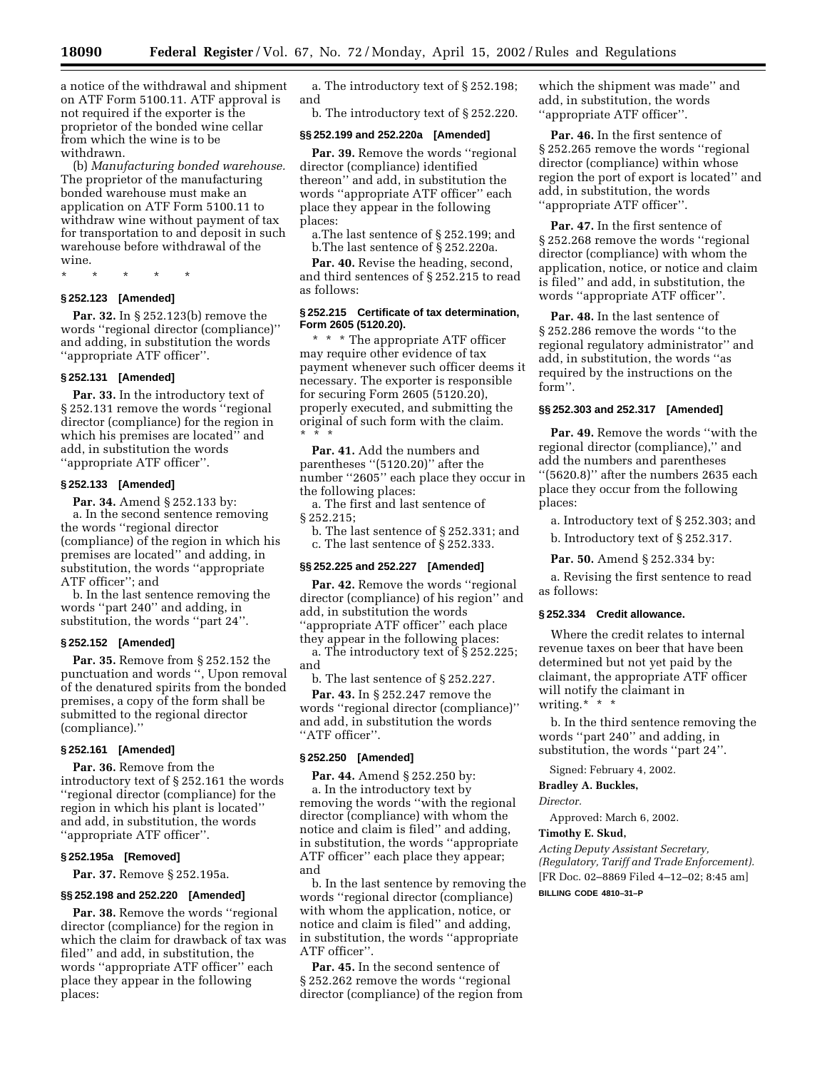a notice of the withdrawal and shipment on ATF Form 5100.11. ATF approval is not required if the exporter is the proprietor of the bonded wine cellar from which the wine is to be withdrawn.

(b) *Manufacturing bonded warehouse.* The proprietor of the manufacturing bonded warehouse must make an application on ATF Form 5100.11 to withdraw wine without payment of tax for transportation to and deposit in such warehouse before withdrawal of the wine.

\* \* \* \* \*

**§ 252.123 [Amended]**

**Par. 32.** In § 252.123(b) remove the words ''regional director (compliance)'' and adding, in substitution the words ''appropriate ATF officer''.

**§ 252.131 [Amended]**

**Par. 33.** In the introductory text of § 252.131 remove the words ''regional director (compliance) for the region in which his premises are located'' and add, in substitution the words ''appropriate ATF officer''.

**§ 252.133 [Amended]**

**Par. 34.** Amend § 252.133 by:

a. In the second sentence removing the words ''regional director (compliance) of the region in which his premises are located'' and adding, in substitution, the words ''appropriate ATF officer''; and

b. In the last sentence removing the words ''part 240'' and adding, in substitution, the words ''part 24''.

**§ 252.152 [Amended]**

**Par. 35.** Remove from § 252.152 the punctuation and words '', Upon removal of the denatured spirits from the bonded premises, a copy of the form shall be submitted to the regional director (compliance).''

**§ 252.161 [Amended]**

**Par. 36.** Remove from the introductory text of § 252.161 the words ''regional director (compliance) for the region in which his plant is located'' and add, in substitution, the words ''appropriate ATF officer''.

**§ 252.195a [Removed]**

**Par. 37.** Remove § 252.195a.

**§§ 252.198 and 252.220 [Amended]**

**Par. 38.** Remove the words ''regional director (compliance) for the region in which the claim for drawback of tax was filed'' and add, in substitution, the words ''appropriate ATF officer'' each place they appear in the following places:

a. The introductory text of § 252.198; and

b. The introductory text of § 252.220.

**§§ 252.199 and 252.220a [Amended]**

**Par. 39.** Remove the words ''regional director (compliance) identified thereon'' and add, in substitution the words ''appropriate ATF officer'' each place they appear in the following places:

a.The last sentence of § 252.199; and

b.The last sentence of § 252.220a.

**Par. 40.** Revise the heading, second, and third sentences of § 252.215 to read as follows:

**§ 252.215 Certificate of tax determination, Form 2605 (5120.20).**

\* \* \* The appropriate ATF officer may require other evidence of tax payment whenever such officer deems it necessary. The exporter is responsible for securing Form 2605 (5120.20), properly executed, and submitting the original of such form with the claim. \* \* \*

**Par. 41.** Add the numbers and parentheses ''(5120.20)'' after the number ''2605'' each place they occur in the following places:

a. The first and last sentence of § 252.215;

b. The last sentence of § 252.331; and

c. The last sentence of § 252.333.

**§§ 252.225 and 252.227 [Amended]**

**Par. 42.** Remove the words ''regional director (compliance) of his region'' and add, in substitution the words ''appropriate ATF officer'' each place they appear in the following places:

a. The introductory text of § 252.225; and

b. The last sentence of § 252.227.

**Par. 43.** In § 252.247 remove the words ''regional director (compliance)'' and add, in substitution the words ''ATF officer''.

**§ 252.250 [Amended]**

**Par. 44.** Amend § 252.250 by:

a. In the introductory text by removing the words ''with the regional director (compliance) with whom the notice and claim is filed'' and adding, in substitution, the words ''appropriate ATF officer'' each place they appear; and

b. In the last sentence by removing the words ''regional director (compliance) with whom the application, notice, or notice and claim is filed'' and adding, in substitution, the words ''appropriate ATF officer''.

**Par. 45.** In the second sentence of § 252.262 remove the words ''regional director (compliance) of the region from which the shipment was made'' and add, in substitution, the words ''appropriate ATF officer''.

**Par. 46.** In the first sentence of § 252.265 remove the words ''regional director (compliance) within whose region the port of export is located'' and add, in substitution, the words ''appropriate ATF officer''.

**Par. 47.** In the first sentence of § 252.268 remove the words ''regional director (compliance) with whom the application, notice, or notice and claim is filed'' and add, in substitution, the words ''appropriate ATF officer''.

**Par. 48.** In the last sentence of § 252.286 remove the words ''to the regional regulatory administrator'' and add, in substitution, the words ''as required by the instructions on the form''.

**§§ 252.303 and 252.317 [Amended]**

**Par. 49.** Remove the words ''with the regional director (compliance),'' and add the numbers and parentheses ''(5620.8)'' after the numbers 2635 each place they occur from the following places:

a. Introductory text of § 252.303; and

b. Introductory text of § 252.317.

**Par. 50.** Amend § 252.334 by:

a. Revising the first sentence to read as follows:

**§ 252.334 Credit allowance.**

Where the credit relates to internal revenue taxes on beer that have been determined but not yet paid by the claimant, the appropriate ATF officer will notify the claimant in writing.\* \* \*

b. In the third sentence removing the words ''part 240'' and adding, in substitution, the words ''part 24''.

Signed: February 4, 2002.

**Bradley A. Buckles,**

*Director.*

Approved: March 6, 2002.

**Timothy E. Skud,**

*Acting Deputy Assistant Secretary, (Regulatory, Tariff and Trade Enforcement).*

[FR Doc. 02–8869 Filed 4–12–02; 8:45 am]

**BILLING CODE 4810–31–P**